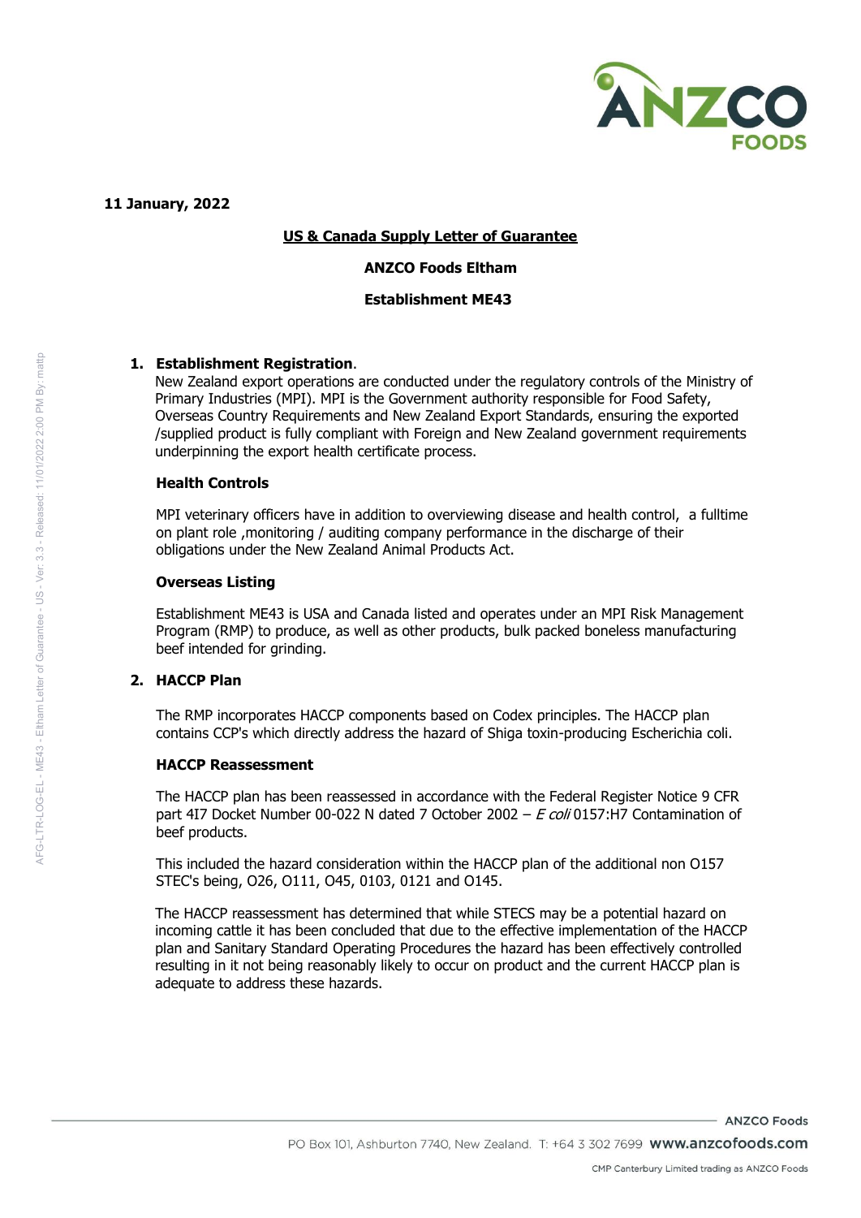11 January, 2022

**US & Canada Supply Letter of Guarantee**

**ANZCO Foods Eltham**

**Establishment ME43**

## 1. Establishment Registration.

New Zealand export operations are conducted under the regulatory controls of the Ministry of Primary Industries (MPI). MPI is the Government authority responsible for Food Safety, Overseas Country Requirements and New Zealand Export Standards, ensuring the exported /supplied product is fully compliant with Foreign and New Zealand government requirements underpinning the export health certificate process.

### Health Controls

MPI veterinary officers have in addition to overviewing disease and health control, a fulltime on plant role ,monitoring / auditing company performance in the discharge of their obligations under the New Zealand Animal Products Act.

### Overseas Listing

Establishment ME43 is USA and Canada listed and operates under an MPI Risk Management Program (RMP) to produce, as well as other products, bulk packed boneless manufacturing beef intended for grinding.

## 2. HACCP Plan

The RMP incorporates HACCP components based on Codex principles. The HACCP plan contains CCP's which directly address the hazard of Shiga toxin-producing Escherichia coli.

### HACCP Reassessment

The HACCP plan has been reassessed in accordance with the Federal Register Notice 9 CFR part 4I7 Docket Number 00-022 N dated 7 October 2002 – *E coli* 0157:H7 Contamination of beef products.

This included the hazard consideration within the HACCP plan of the additional non O157 STEC's being, O26, O111, O45, O103, O121 and O145.

The HACCP reassessment has determined that while STECS may be a potential hazard on incoming cattle it has been concluded that due to the effective implementation of the HACCP plan and Sanitary Standard Operating Procedures the hazard has been effectively controlled resulting in it not being reasonably likely to occur on product and the current HACCP plan is adequate to address these hazards.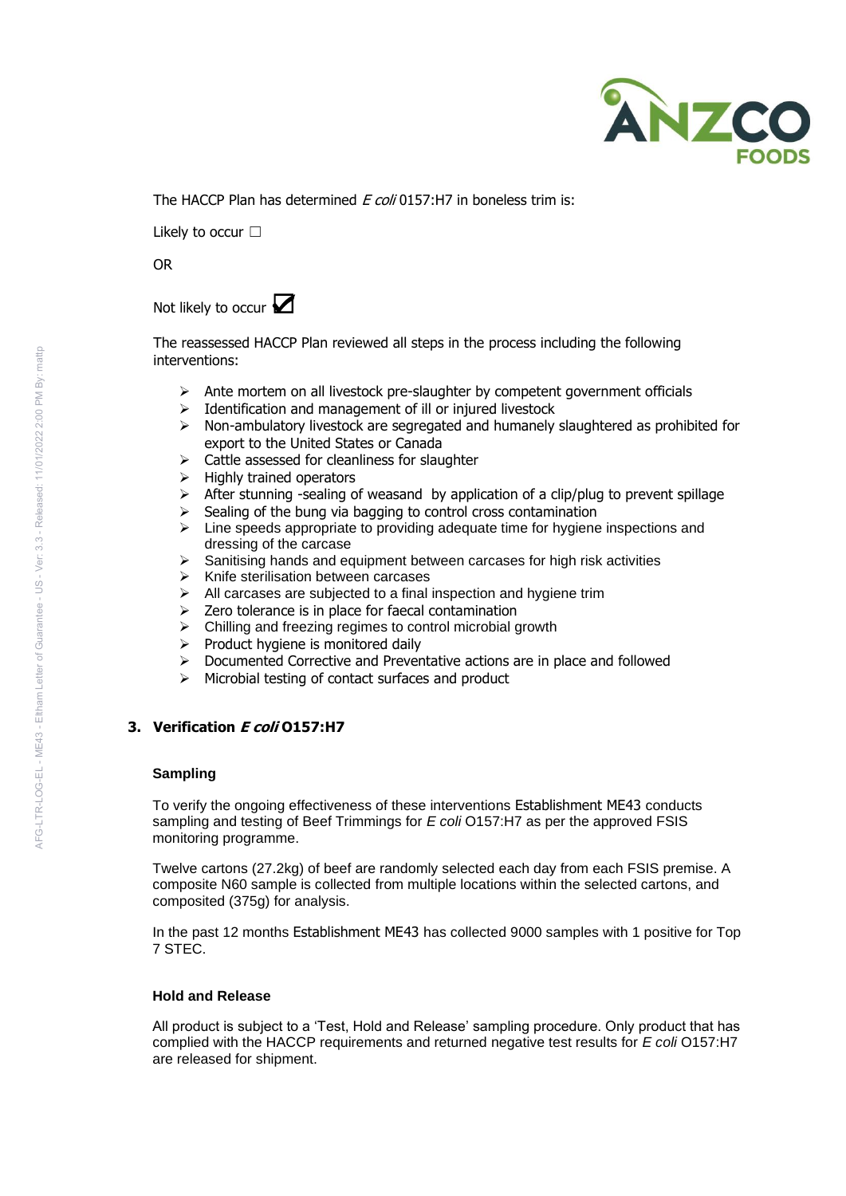The HACCP Plan has determined *E coli* 0157:H7 in boneless trim is:

Likely to occur ☐

OR

Not likely to occur ☑

The reassessed HACCP Plan reviewed all steps in the process including the following interventions:

- Ante mortem on all livestock pre-slaughter by competent government officials
- Identification and management of ill or injured livestock
- Non-ambulatory livestock are segregated and humanely slaughtered as prohibited for export to the United States or Canada
- Cattle assessed for cleanliness for slaughter
- Highly trained operators
- After stunning -sealing of weasand by application of a clip/plug to prevent spillage
- Sealing of the bung via bagging to control cross contamination
- Line speeds appropriate to providing adequate time for hygiene inspections and dressing of the carcase
- Sanitising hands and equipment between carcases for high risk activities
- Knife sterilisation between carcases
- All carcases are subjected to a final inspection and hygiene trim
- Zero tolerance is in place for faecal contamination
- Chilling and freezing regimes to control microbial growth
- Product hygiene is monitored daily
- Documented Corrective and Preventative actions are in place and followed
- Microbial testing of contact surfaces and product

## 3. Verification *E coli* O157:H7

### Sampling

To verify the ongoing effectiveness of these interventions Establishment ME43 conducts sampling and testing of Beef Trimmings for *E coli* O157:H7 as per the approved FSIS monitoring programme.

Twelve cartons (27.2kg) of beef are randomly selected each day from each FSIS premise. A composite N60 sample is collected from multiple locations within the selected cartons, and composited (375g) for analysis.

In the past 12 months Establishment ME43 has collected 9000 samples with 1 positive for Top 7 STEC.

### Hold and Release

All product is subject to a 'Test, Hold and Release' sampling procedure. Only product that has complied with the HACCP requirements and returned negative test results for *E coli* O157:H7 are released for shipment.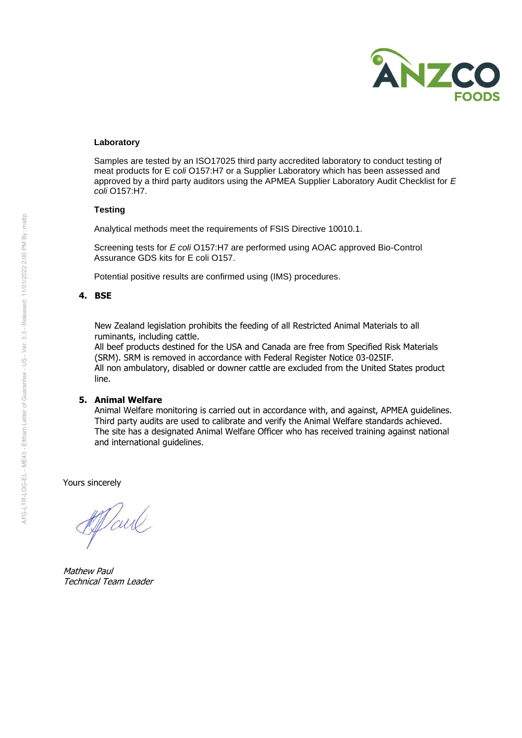**Laboratory**

Samples are tested by an ISO17025 third party accredited laboratory to conduct testing of meat products for E *coli* O157:H7 or a Supplier Laboratory which has been assessed and approved by a third party auditors using the APMEA Supplier Laboratory Audit Checklist for *E coli* O157:H7.

**Testing**

Analytical methods meet the requirements of FSIS Directive 10010.1.

Screening tests for *E coli* O157:H7 are performed using AOAC approved Bio-Control Assurance GDS kits for E coli O157.

Potential positive results are confirmed using (IMS) procedures.

**4. BSE**

New Zealand legislation prohibits the feeding of all Restricted Animal Materials to all ruminants, including cattle.
All beef products destined for the USA and Canada are free from Specified Risk Materials (SRM). SRM is removed in accordance with Federal Register Notice 03-025IF.
All non ambulatory, disabled or downer cattle are excluded from the United States product line.

**5. Animal Welfare**

Animal Welfare monitoring is carried out in accordance with, and against, APMEA guidelines. Third party audits are used to calibrate and verify the Animal Welfare standards achieved. The site has a designated Animal Welfare Officer who has received training against national and international guidelines.

Yours sincerely

*Mathew Paul*
*Technical Team Leader*